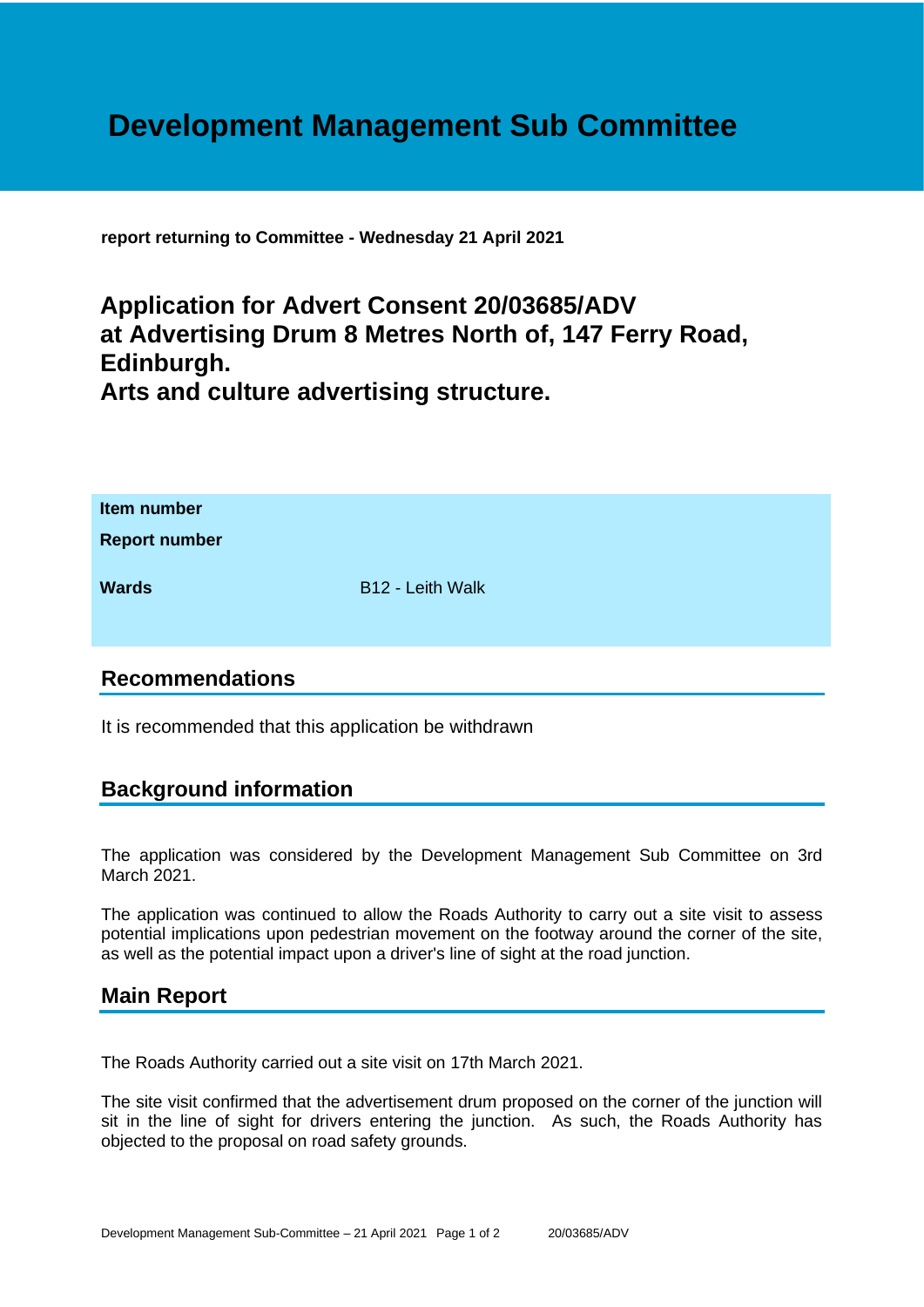# Development Management Sub Committee

**report returning to Committee - Wednesday 21 April 2021**

## Application for Advert Consent 20/03685/ADV at Advertising Drum 8 Metres North of, 147 Ferry Road, Edinburgh. Arts and culture advertising structure.

| | |
|---|---|
| **Item number** | |
| **Report number** | |
| **Wards** | B12 - Leith Walk |

## Recommendations

It is recommended that this application be withdrawn

## Background information

The application was considered by the Development Management Sub Committee on 3rd March 2021.

The application was continued to allow the Roads Authority to carry out a site visit to assess potential implications upon pedestrian movement on the footway around the corner of the site, as well as the potential impact upon a driver's line of sight at the road junction.

## Main Report

The Roads Authority carried out a site visit on 17th March 2021.

The site visit confirmed that the advertisement drum proposed on the corner of the junction will sit in the line of sight for drivers entering the junction. As such, the Roads Authority has objected to the proposal on road safety grounds.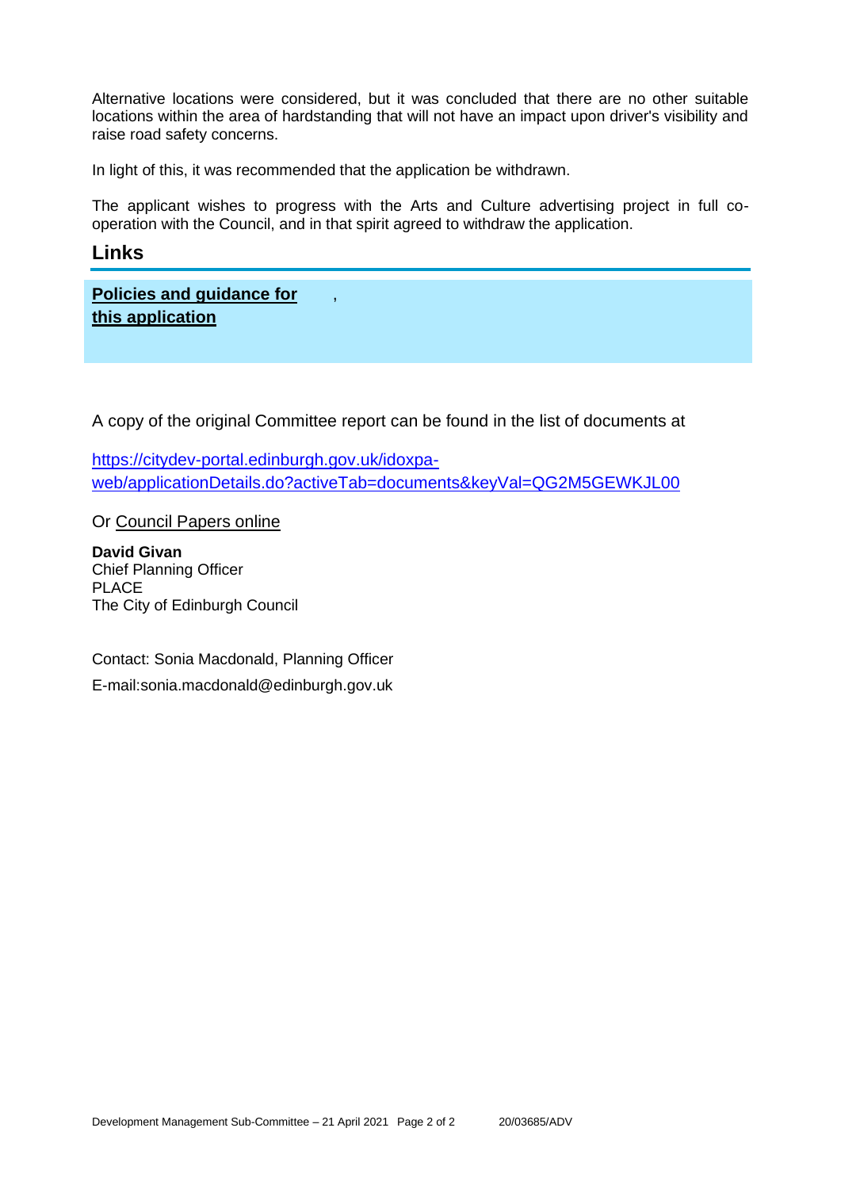Alternative locations were considered, but it was concluded that there are no other suitable locations within the area of hardstanding that will not have an impact upon driver's visibility and raise road safety concerns.

In light of this, it was recommended that the application be withdrawn.

The applicant wishes to progress with the Arts and Culture advertising project in full co-operation with the Council, and in that spirit agreed to withdraw the application.

## Links

**Policies and guidance for this application** ,

A copy of the original Committee report can be found in the list of documents at

https://citydev-portal.edinburgh.gov.uk/idoxpa-web/applicationDetails.do?activeTab=documents&keyVal=QG2M5GEWKJL00

Or Council Papers online

**David Givan**
Chief Planning Officer
PLACE
The City of Edinburgh Council

Contact: Sonia Macdonald, Planning Officer

E-mail:sonia.macdonald@edinburgh.gov.uk